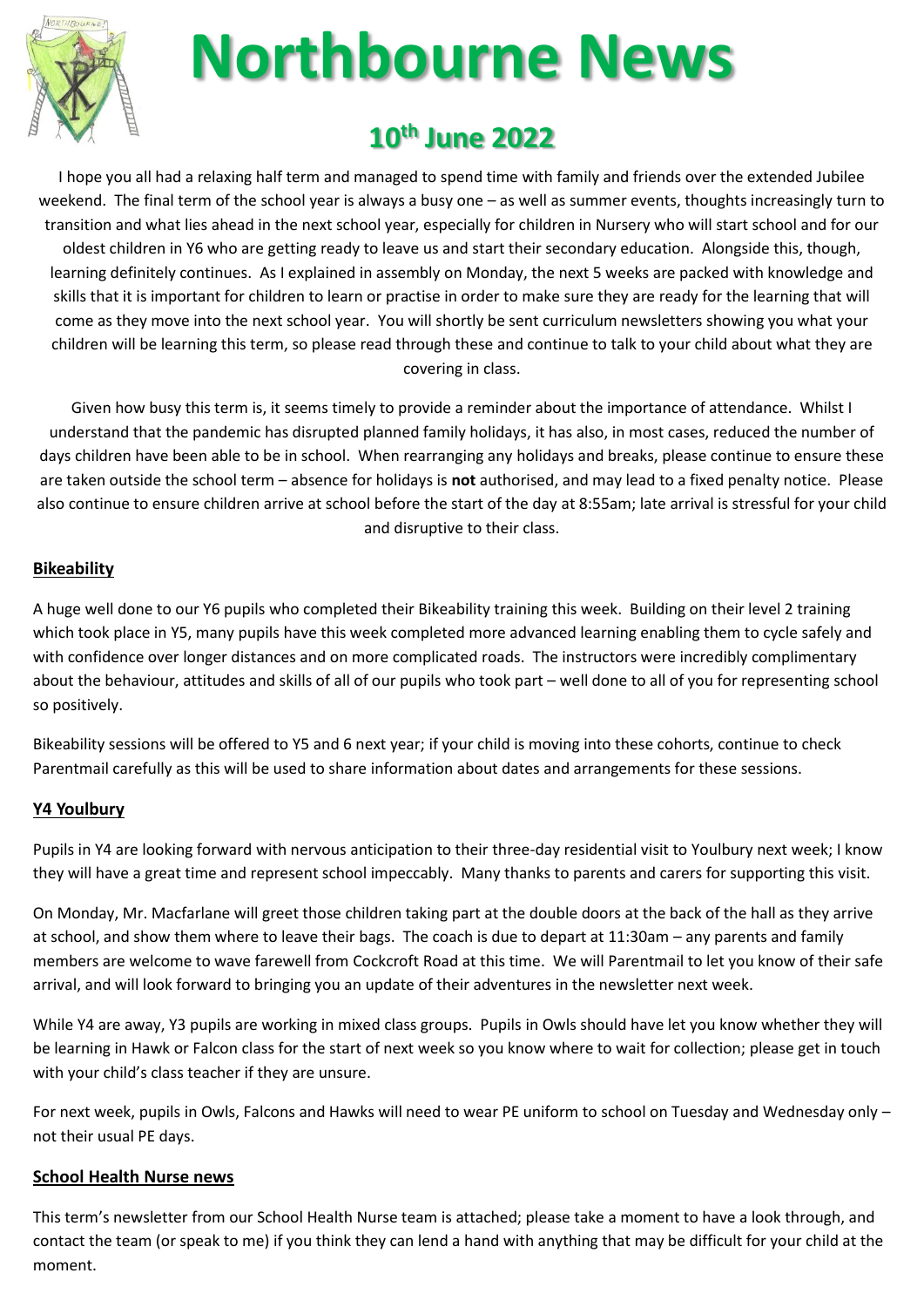# Northbourne News

## 10th June 2022

I hope you all had a relaxing half term and managed to spend time with family and friends over the extended Jubilee weekend. The final term of the school year is always a busy one – as well as summer events, thoughts increasingly turn to transition and what lies ahead in the next school year, especially for children in Nursery who will start school and for our oldest children in Y6 who are getting ready to leave us and start their secondary education. Alongside this, though, learning definitely continues. As I explained in assembly on Monday, the next 5 weeks are packed with knowledge and skills that it is important for children to learn or practise in order to make sure they are ready for the learning that will come as they move into the next school year. You will shortly be sent curriculum newsletters showing you what your children will be learning this term, so please read through these and continue to talk to your child about what they are covering in class.

Given how busy this term is, it seems timely to provide a reminder about the importance of attendance. Whilst I understand that the pandemic has disrupted planned family holidays, it has also, in most cases, reduced the number of days children have been able to be in school. When rearranging any holidays and breaks, please continue to ensure these are taken outside the school term – absence for holidays is **not** authorised, and may lead to a fixed penalty notice. Please also continue to ensure children arrive at school before the start of the day at 8:55am; late arrival is stressful for your child and disruptive to their class.

### Bikeability

A huge well done to our Y6 pupils who completed their Bikeability training this week. Building on their level 2 training which took place in Y5, many pupils have this week completed more advanced learning enabling them to cycle safely and with confidence over longer distances and on more complicated roads. The instructors were incredibly complimentary about the behaviour, attitudes and skills of all of our pupils who took part – well done to all of you for representing school so positively.

Bikeability sessions will be offered to Y5 and 6 next year; if your child is moving into these cohorts, continue to check Parentmail carefully as this will be used to share information about dates and arrangements for these sessions.

### Y4 Youlbury

Pupils in Y4 are looking forward with nervous anticipation to their three-day residential visit to Youlbury next week; I know they will have a great time and represent school impeccably. Many thanks to parents and carers for supporting this visit.

On Monday, Mr. Macfarlane will greet those children taking part at the double doors at the back of the hall as they arrive at school, and show them where to leave their bags. The coach is due to depart at 11:30am – any parents and family members are welcome to wave farewell from Cockcroft Road at this time. We will Parentmail to let you know of their safe arrival, and will look forward to bringing you an update of their adventures in the newsletter next week.

While Y4 are away, Y3 pupils are working in mixed class groups. Pupils in Owls should have let you know whether they will be learning in Hawk or Falcon class for the start of next week so you know where to wait for collection; please get in touch with your child's class teacher if they are unsure.

For next week, pupils in Owls, Falcons and Hawks will need to wear PE uniform to school on Tuesday and Wednesday only – not their usual PE days.

### School Health Nurse news

This term's newsletter from our School Health Nurse team is attached; please take a moment to have a look through, and contact the team (or speak to me) if you think they can lend a hand with anything that may be difficult for your child at the moment.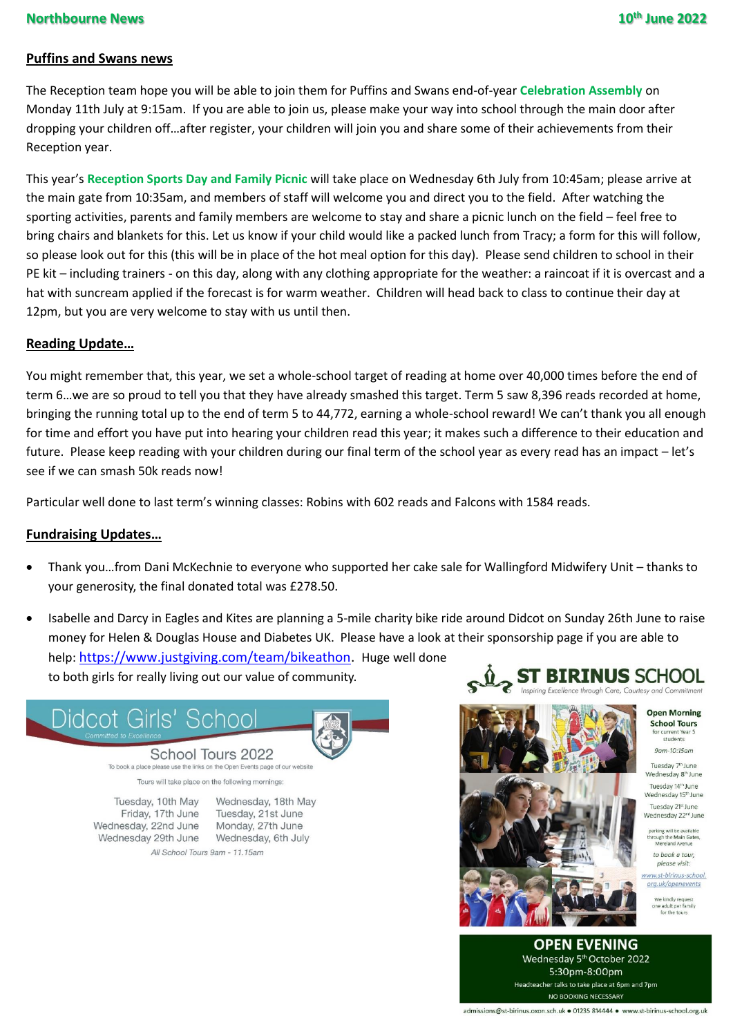## Puffins and Swans news

The Reception team hope you will be able to join them for Puffins and Swans end-of-year **Celebration Assembly** on Monday 11th July at 9:15am. If you are able to join us, please make your way into school through the main door after dropping your children off…after register, your children will join you and share some of their achievements from their Reception year.

This year's **Reception Sports Day and Family Picnic** will take place on Wednesday 6th July from 10:45am; please arrive at the main gate from 10:35am, and members of staff will welcome you and direct you to the field. After watching the sporting activities, parents and family members are welcome to stay and share a picnic lunch on the field – feel free to bring chairs and blankets for this. Let us know if your child would like a packed lunch from Tracy; a form for this will follow, so please look out for this (this will be in place of the hot meal option for this day). Please send children to school in their PE kit – including trainers - on this day, along with any clothing appropriate for the weather: a raincoat if it is overcast and a hat with suncream applied if the forecast is for warm weather. Children will head back to class to continue their day at 12pm, but you are very welcome to stay with us until then.

## Reading Update…

You might remember that, this year, we set a whole-school target of reading at home over 40,000 times before the end of term 6…we are so proud to tell you that they have already smashed this target. Term 5 saw 8,396 reads recorded at home, bringing the running total up to the end of term 5 to 44,772, earning a whole-school reward! We can't thank you all enough for time and effort you have put into hearing your children read this year; it makes such a difference to their education and future. Please keep reading with your children during our final term of the school year as every read has an impact – let's see if we can smash 50k reads now!

Particular well done to last term's winning classes: Robins with 602 reads and Falcons with 1584 reads.

## Fundraising Updates…

- Thank you…from Dani McKechnie to everyone who supported her cake sale for Wallingford Midwifery Unit – thanks to your generosity, the final donated total was £278.50.
- Isabelle and Darcy in Eagles and Kites are planning a 5-mile charity bike ride around Didcot on Sunday 26th June to raise money for Helen & Douglas House and Diabetes UK. Please have a look at their sponsorship page if you are able to help: https://www.justgiving.com/team/bikeathon. Huge well done to both girls for really living out our value of community.

**Didcot Girls' School**
Committed to Excellence

School Tours 2022

To book a place please use the links on the Open Events page of our website

Tours will take place on the following mornings:

| | |
|---|---|
| Tuesday, 10th May | Wednesday, 18th May |
| Friday, 17th June | Tuesday, 21st June |
| Wednesday, 22nd June | Monday, 27th June |
| Wednesday 29th June | Wednesday, 6th July |

*All School Tours 9am - 11.15am*

**ST BIRINUS SCHOOL**
*Inspiring Excellence through Care, Courtesy and Commitment*

**Open Morning School Tours**
for current Year 5 students

*9am-10:15am*

Tuesday 7th June
Wednesday 8th June
Tuesday 14th June
Wednesday 15th June
Tuesday 21st June
Wednesday 22nd June

parking will be available through the Main Gates, Mereland Avenue

*to book a tour, please visit:*
www.st-birinus-school.org.uk/openevents

We kindly request one adult per family for the tours

**OPEN EVENING**
Wednesday 5th October 2022
5:30pm-8:00pm
Headteacher talks to take place at 6pm and 7pm
NO BOOKING NECESSARY

admissions@st-birinus.oxon.sch.uk • 01235 814444 • www.st-birinus-school.org.uk